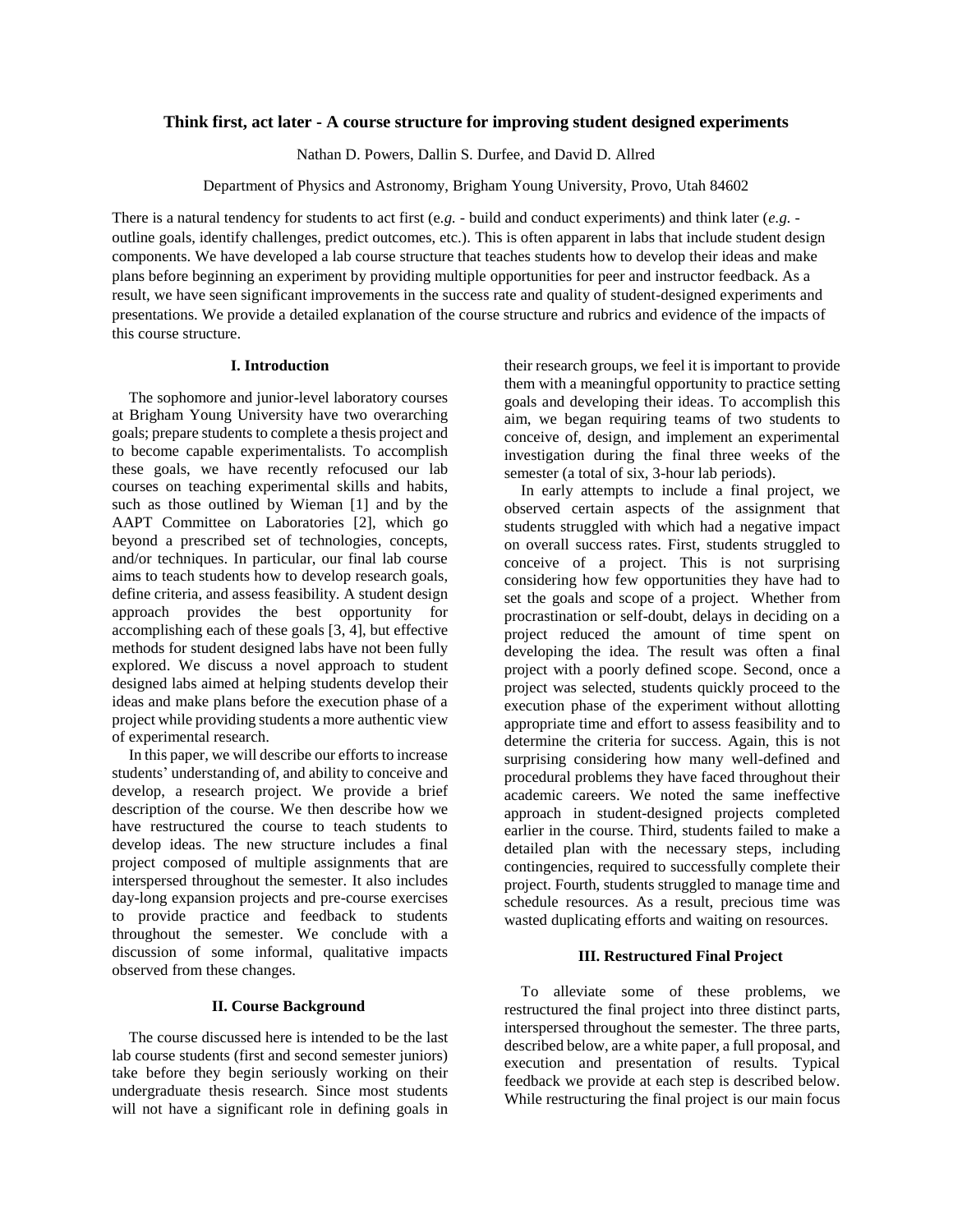# Think first, act later - A course structure for improving student designed experiments

Nathan D. Powers, Dallin S. Durfee, and David D. Allred

Department of Physics and Astronomy, Brigham Young University, Provo, Utah 84602

There is a natural tendency for students to act first (e.*g.* - build and conduct experiments) and think later (*e.g.* - outline goals, identify challenges, predict outcomes, etc.). This is often apparent in labs that include student design components. We have developed a lab course structure that teaches students how to develop their ideas and make plans before beginning an experiment by providing multiple opportunities for peer and instructor feedback. As a result, we have seen significant improvements in the success rate and quality of student-designed experiments and presentations. We provide a detailed explanation of the course structure and rubrics and evidence of the impacts of this course structure.

## I. Introduction

The sophomore and junior-level laboratory courses at Brigham Young University have two overarching goals; prepare students to complete a thesis project and to become capable experimentalists. To accomplish these goals, we have recently refocused our lab courses on teaching experimental skills and habits, such as those outlined by Wieman [1] and by the AAPT Committee on Laboratories [2], which go beyond a prescribed set of technologies, concepts, and/or techniques. In particular, our final lab course aims to teach students how to develop research goals, define criteria, and assess feasibility. A student design approach provides the best opportunity for accomplishing each of these goals [3, 4], but effective methods for student designed labs have not been fully explored. We discuss a novel approach to student designed labs aimed at helping students develop their ideas and make plans before the execution phase of a project while providing students a more authentic view of experimental research.

In this paper, we will describe our efforts to increase students' understanding of, and ability to conceive and develop, a research project. We provide a brief description of the course. We then describe how we have restructured the course to teach students to develop ideas. The new structure includes a final project composed of multiple assignments that are interspersed throughout the semester. It also includes day-long expansion projects and pre-course exercises to provide practice and feedback to students throughout the semester. We conclude with a discussion of some informal, qualitative impacts observed from these changes.

## II. Course Background

The course discussed here is intended to be the last lab course students (first and second semester juniors) take before they begin seriously working on their undergraduate thesis research. Since most students will not have a significant role in defining goals in their research groups, we feel it is important to provide them with a meaningful opportunity to practice setting goals and developing their ideas. To accomplish this aim, we began requiring teams of two students to conceive of, design, and implement an experimental investigation during the final three weeks of the semester (a total of six, 3-hour lab periods).

In early attempts to include a final project, we observed certain aspects of the assignment that students struggled with which had a negative impact on overall success rates. First, students struggled to conceive of a project. This is not surprising considering how few opportunities they have had to set the goals and scope of a project. Whether from procrastination or self-doubt, delays in deciding on a project reduced the amount of time spent on developing the idea. The result was often a final project with a poorly defined scope. Second, once a project was selected, students quickly proceed to the execution phase of the experiment without allotting appropriate time and effort to assess feasibility and to determine the criteria for success. Again, this is not surprising considering how many well-defined and procedural problems they have faced throughout their academic careers. We noted the same ineffective approach in student-designed projects completed earlier in the course. Third, students failed to make a detailed plan with the necessary steps, including contingencies, required to successfully complete their project. Fourth, students struggled to manage time and schedule resources. As a result, precious time was wasted duplicating efforts and waiting on resources.

## III. Restructured Final Project

To alleviate some of these problems, we restructured the final project into three distinct parts, interspersed throughout the semester. The three parts, described below, are a white paper, a full proposal, and execution and presentation of results. Typical feedback we provide at each step is described below. While restructuring the final project is our main focus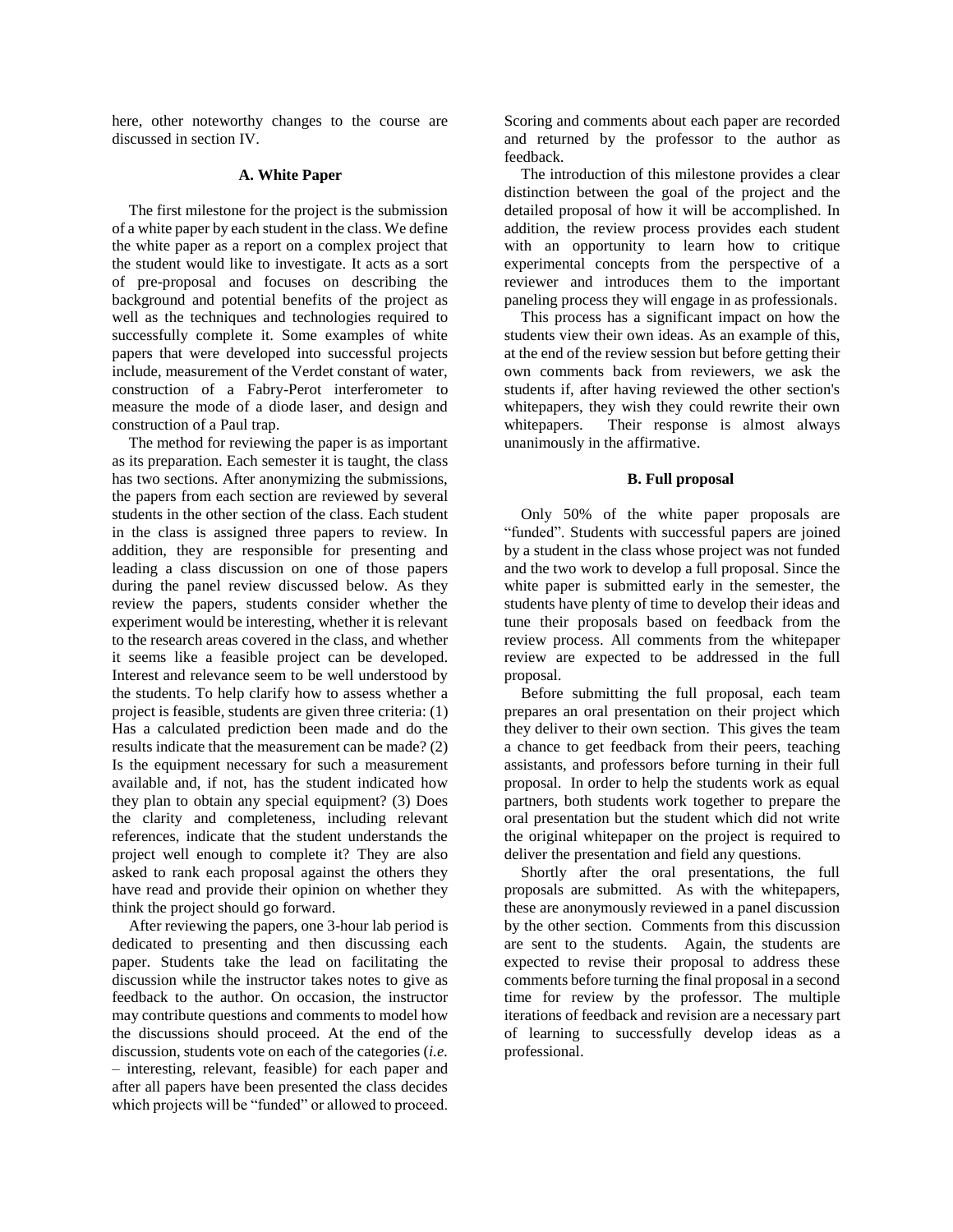here, other noteworthy changes to the course are discussed in section IV.

### A. White Paper

The first milestone for the project is the submission of a white paper by each student in the class. We define the white paper as a report on a complex project that the student would like to investigate. It acts as a sort of pre-proposal and focuses on describing the background and potential benefits of the project as well as the techniques and technologies required to successfully complete it. Some examples of white papers that were developed into successful projects include, measurement of the Verdet constant of water, construction of a Fabry-Perot interferometer to measure the mode of a diode laser, and design and construction of a Paul trap.

The method for reviewing the paper is as important as its preparation. Each semester it is taught, the class has two sections. After anonymizing the submissions, the papers from each section are reviewed by several students in the other section of the class. Each student in the class is assigned three papers to review. In addition, they are responsible for presenting and leading a class discussion on one of those papers during the panel review discussed below. As they review the papers, students consider whether the experiment would be interesting, whether it is relevant to the research areas covered in the class, and whether it seems like a feasible project can be developed. Interest and relevance seem to be well understood by the students. To help clarify how to assess whether a project is feasible, students are given three criteria: (1) Has a calculated prediction been made and do the results indicate that the measurement can be made? (2) Is the equipment necessary for such a measurement available and, if not, has the student indicated how they plan to obtain any special equipment? (3) Does the clarity and completeness, including relevant references, indicate that the student understands the project well enough to complete it? They are also asked to rank each proposal against the others they have read and provide their opinion on whether they think the project should go forward.

After reviewing the papers, one 3-hour lab period is dedicated to presenting and then discussing each paper. Students take the lead on facilitating the discussion while the instructor takes notes to give as feedback to the author. On occasion, the instructor may contribute questions and comments to model how the discussions should proceed. At the end of the discussion, students vote on each of the categories (*i.e.* – interesting, relevant, feasible) for each paper and after all papers have been presented the class decides which projects will be "funded" or allowed to proceed. Scoring and comments about each paper are recorded and returned by the professor to the author as feedback.

The introduction of this milestone provides a clear distinction between the goal of the project and the detailed proposal of how it will be accomplished. In addition, the review process provides each student with an opportunity to learn how to critique experimental concepts from the perspective of a reviewer and introduces them to the important paneling process they will engage in as professionals.

This process has a significant impact on how the students view their own ideas. As an example of this, at the end of the review session but before getting their own comments back from reviewers, we ask the students if, after having reviewed the other section's whitepapers, they wish they could rewrite their own whitepapers. Their response is almost always unanimously in the affirmative.

### B. Full proposal

Only 50% of the white paper proposals are "funded". Students with successful papers are joined by a student in the class whose project was not funded and the two work to develop a full proposal. Since the white paper is submitted early in the semester, the students have plenty of time to develop their ideas and tune their proposals based on feedback from the review process. All comments from the whitepaper review are expected to be addressed in the full proposal.

Before submitting the full proposal, each team prepares an oral presentation on their project which they deliver to their own section. This gives the team a chance to get feedback from their peers, teaching assistants, and professors before turning in their full proposal. In order to help the students work as equal partners, both students work together to prepare the oral presentation but the student which did not write the original whitepaper on the project is required to deliver the presentation and field any questions.

Shortly after the oral presentations, the full proposals are submitted. As with the whitepapers, these are anonymously reviewed in a panel discussion by the other section. Comments from this discussion are sent to the students. Again, the students are expected to revise their proposal to address these comments before turning the final proposal in a second time for review by the professor. The multiple iterations of feedback and revision are a necessary part of learning to successfully develop ideas as a professional.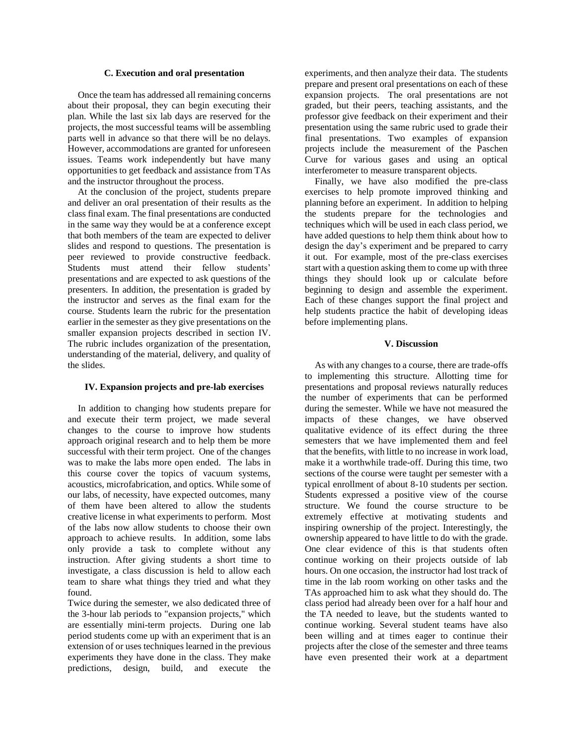### C. Execution and oral presentation

Once the team has addressed all remaining concerns about their proposal, they can begin executing their plan. While the last six lab days are reserved for the projects, the most successful teams will be assembling parts well in advance so that there will be no delays. However, accommodations are granted for unforeseen issues. Teams work independently but have many opportunities to get feedback and assistance from TAs and the instructor throughout the process.

At the conclusion of the project, students prepare and deliver an oral presentation of their results as the class final exam. The final presentations are conducted in the same way they would be at a conference except that both members of the team are expected to deliver slides and respond to questions. The presentation is peer reviewed to provide constructive feedback. Students must attend their fellow students' presentations and are expected to ask questions of the presenters. In addition, the presentation is graded by the instructor and serves as the final exam for the course. Students learn the rubric for the presentation earlier in the semester as they give presentations on the smaller expansion projects described in section IV. The rubric includes organization of the presentation, understanding of the material, delivery, and quality of the slides.

## IV. Expansion projects and pre-lab exercises

In addition to changing how students prepare for and execute their term project, we made several changes to the course to improve how students approach original research and to help them be more successful with their term project. One of the changes was to make the labs more open ended. The labs in this course cover the topics of vacuum systems, acoustics, microfabrication, and optics. While some of our labs, of necessity, have expected outcomes, many of them have been altered to allow the students creative license in what experiments to perform. Most of the labs now allow students to choose their own approach to achieve results. In addition, some labs only provide a task to complete without any instruction. After giving students a short time to investigate, a class discussion is held to allow each team to share what things they tried and what they found.

Twice during the semester, we also dedicated three of the 3-hour lab periods to "expansion projects," which are essentially mini-term projects. During one lab period students come up with an experiment that is an extension of or uses techniques learned in the previous experiments they have done in the class. They make predictions, design, build, and execute the experiments, and then analyze their data. The students prepare and present oral presentations on each of these expansion projects. The oral presentations are not graded, but their peers, teaching assistants, and the professor give feedback on their experiment and their presentation using the same rubric used to grade their final presentations. Two examples of expansion projects include the measurement of the Paschen Curve for various gases and using an optical interferometer to measure transparent objects.

Finally, we have also modified the pre-class exercises to help promote improved thinking and planning before an experiment. In addition to helping the students prepare for the technologies and techniques which will be used in each class period, we have added questions to help them think about how to design the day's experiment and be prepared to carry it out. For example, most of the pre-class exercises start with a question asking them to come up with three things they should look up or calculate before beginning to design and assemble the experiment. Each of these changes support the final project and help students practice the habit of developing ideas before implementing plans.

## V. Discussion

As with any changes to a course, there are trade-offs to implementing this structure. Allotting time for presentations and proposal reviews naturally reduces the number of experiments that can be performed during the semester. While we have not measured the impacts of these changes, we have observed qualitative evidence of its effect during the three semesters that we have implemented them and feel that the benefits, with little to no increase in work load, make it a worthwhile trade-off. During this time, two sections of the course were taught per semester with a typical enrollment of about 8-10 students per section. Students expressed a positive view of the course structure. We found the course structure to be extremely effective at motivating students and inspiring ownership of the project. Interestingly, the ownership appeared to have little to do with the grade. One clear evidence of this is that students often continue working on their projects outside of lab hours. On one occasion, the instructor had lost track of time in the lab room working on other tasks and the TAs approached him to ask what they should do. The class period had already been over for a half hour and the TA needed to leave, but the students wanted to continue working. Several student teams have also been willing and at times eager to continue their projects after the close of the semester and three teams have even presented their work at a department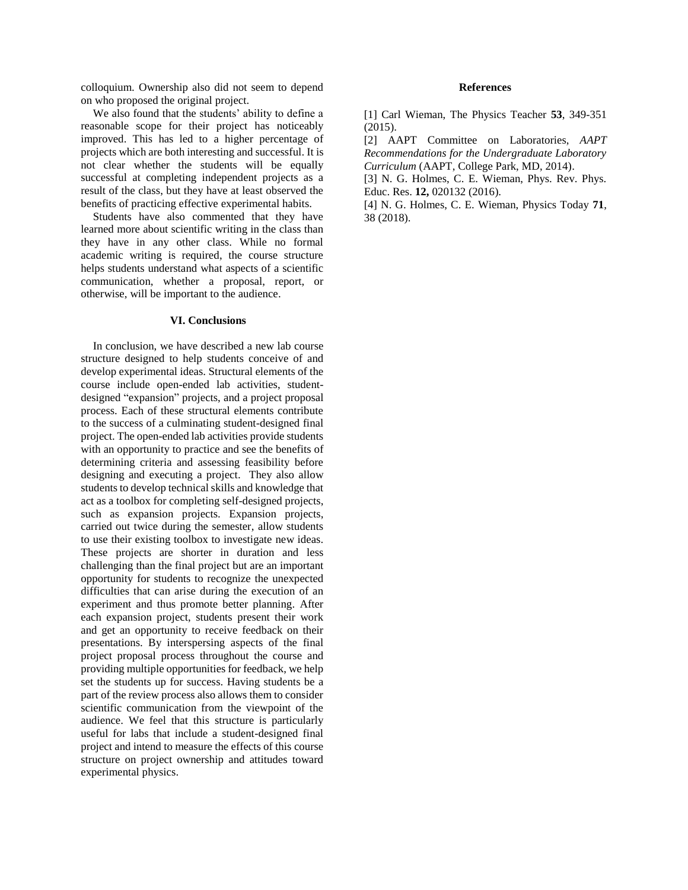colloquium. Ownership also did not seem to depend on who proposed the original project.

We also found that the students' ability to define a reasonable scope for their project has noticeably improved. This has led to a higher percentage of projects which are both interesting and successful. It is not clear whether the students will be equally successful at completing independent projects as a result of the class, but they have at least observed the benefits of practicing effective experimental habits.

Students have also commented that they have learned more about scientific writing in the class than they have in any other class. While no formal academic writing is required, the course structure helps students understand what aspects of a scientific communication, whether a proposal, report, or otherwise, will be important to the audience.

## VI. Conclusions

In conclusion, we have described a new lab course structure designed to help students conceive of and develop experimental ideas. Structural elements of the course include open-ended lab activities, student-designed "expansion" projects, and a project proposal process. Each of these structural elements contribute to the success of a culminating student-designed final project. The open-ended lab activities provide students with an opportunity to practice and see the benefits of determining criteria and assessing feasibility before designing and executing a project. They also allow students to develop technical skills and knowledge that act as a toolbox for completing self-designed projects, such as expansion projects. Expansion projects, carried out twice during the semester, allow students to use their existing toolbox to investigate new ideas. These projects are shorter in duration and less challenging than the final project but are an important opportunity for students to recognize the unexpected difficulties that can arise during the execution of an experiment and thus promote better planning. After each expansion project, students present their work and get an opportunity to receive feedback on their presentations. By interspersing aspects of the final project proposal process throughout the course and providing multiple opportunities for feedback, we help set the students up for success. Having students be a part of the review process also allows them to consider scientific communication from the viewpoint of the audience. We feel that this structure is particularly useful for labs that include a student-designed final project and intend to measure the effects of this course structure on project ownership and attitudes toward experimental physics.

## References

[1] Carl Wieman, The Physics Teacher **53**, 349-351 (2015).

[2] AAPT Committee on Laboratories, *AAPT Recommendations for the Undergraduate Laboratory Curriculum* (AAPT, College Park, MD, 2014).

[3] N. G. Holmes, C. E. Wieman, Phys. Rev. Phys. Educ. Res. **12,** 020132 (2016).

[4] N. G. Holmes, C. E. Wieman, Physics Today **71**, 38 (2018).